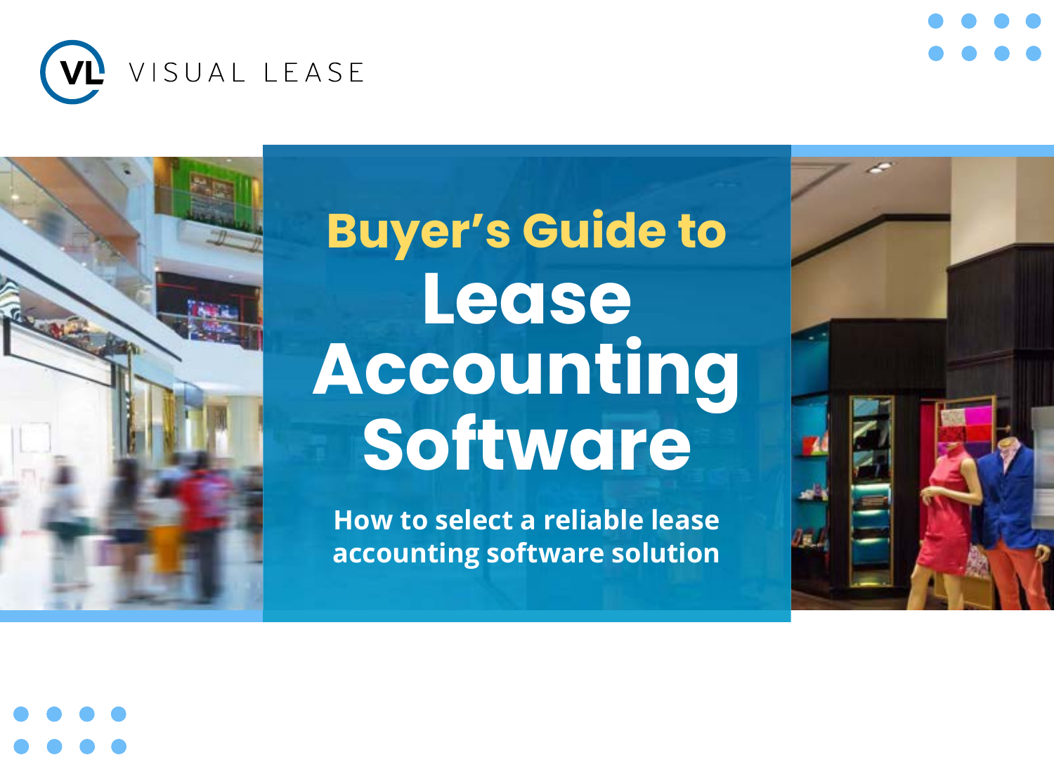VISUAL LEASE

# Buyer's Guide to Lease Accounting Software

## How to select a reliable lease accounting software solution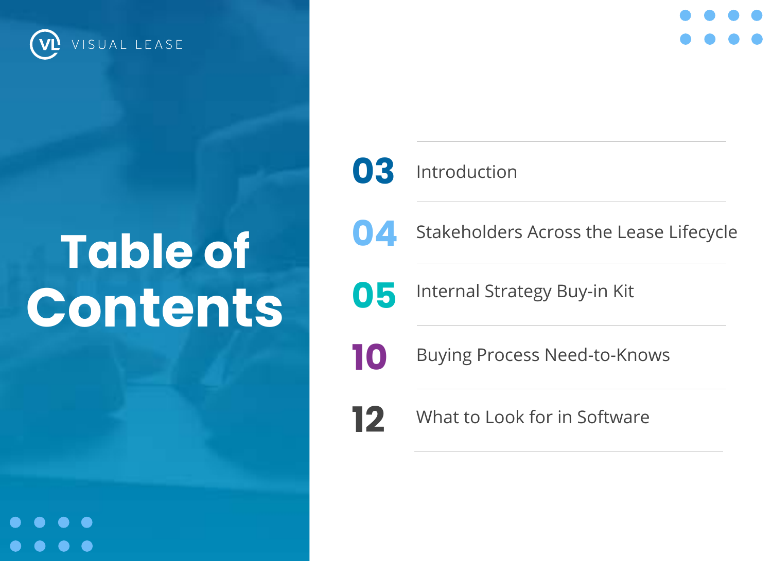VISUAL LEASE

# Table of Contents

| | |
|---|---|
| 03 | Introduction |
| 04 | Stakeholders Across the Lease Lifecycle |
| 05 | Internal Strategy Buy-in Kit |
| 10 | Buying Process Need-to-Knows |
| 12 | What to Look for in Software |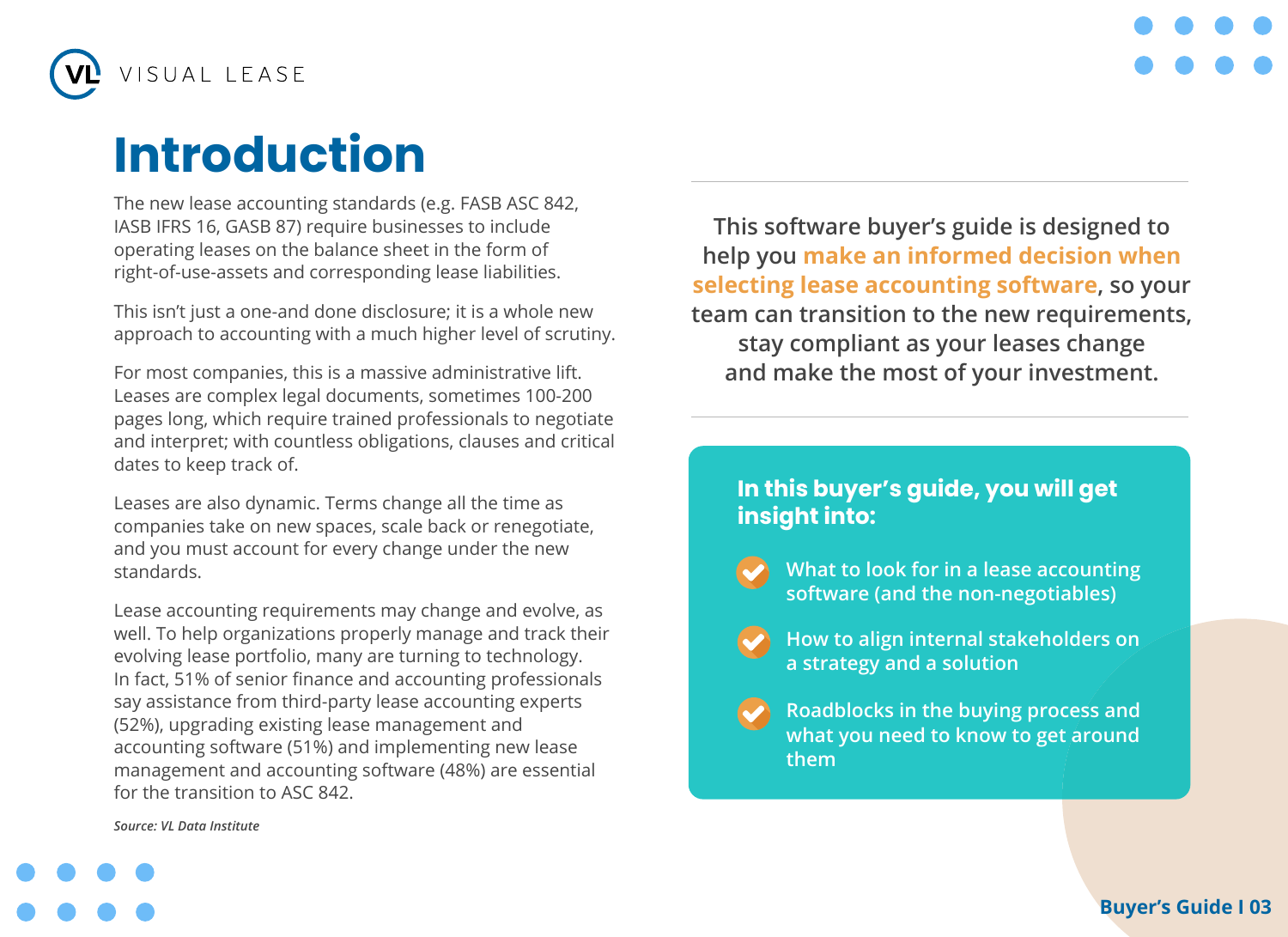# Introduction

The new lease accounting standards (e.g. FASB ASC 842, IASB IFRS 16, GASB 87) require businesses to include operating leases on the balance sheet in the form of right-of-use-assets and corresponding lease liabilities.

This isn't just a one-and done disclosure; it is a whole new approach to accounting with a much higher level of scrutiny.

For most companies, this is a massive administrative lift. Leases are complex legal documents, sometimes 100-200 pages long, which require trained professionals to negotiate and interpret; with countless obligations, clauses and critical dates to keep track of.

Leases are also dynamic. Terms change all the time as companies take on new spaces, scale back or renegotiate, and you must account for every change under the new standards.

Lease accounting requirements may change and evolve, as well. To help organizations properly manage and track their evolving lease portfolio, many are turning to technology. In fact, 51% of senior finance and accounting professionals say assistance from third-party lease accounting experts (52%), upgrading existing lease management and accounting software (51%) and implementing new lease management and accounting software (48%) are essential for the transition to ASC 842.

*Source: VL Data Institute*

**This software buyer's guide is designed to help you make an informed decision when selecting lease accounting software, so your team can transition to the new requirements, stay compliant as your leases change and make the most of your investment.**

### In this buyer's guide, you will get insight into:

- What to look for in a lease accounting software (and the non-negotiables)
- How to align internal stakeholders on a strategy and a solution
- Roadblocks in the buying process and what you need to know to get around them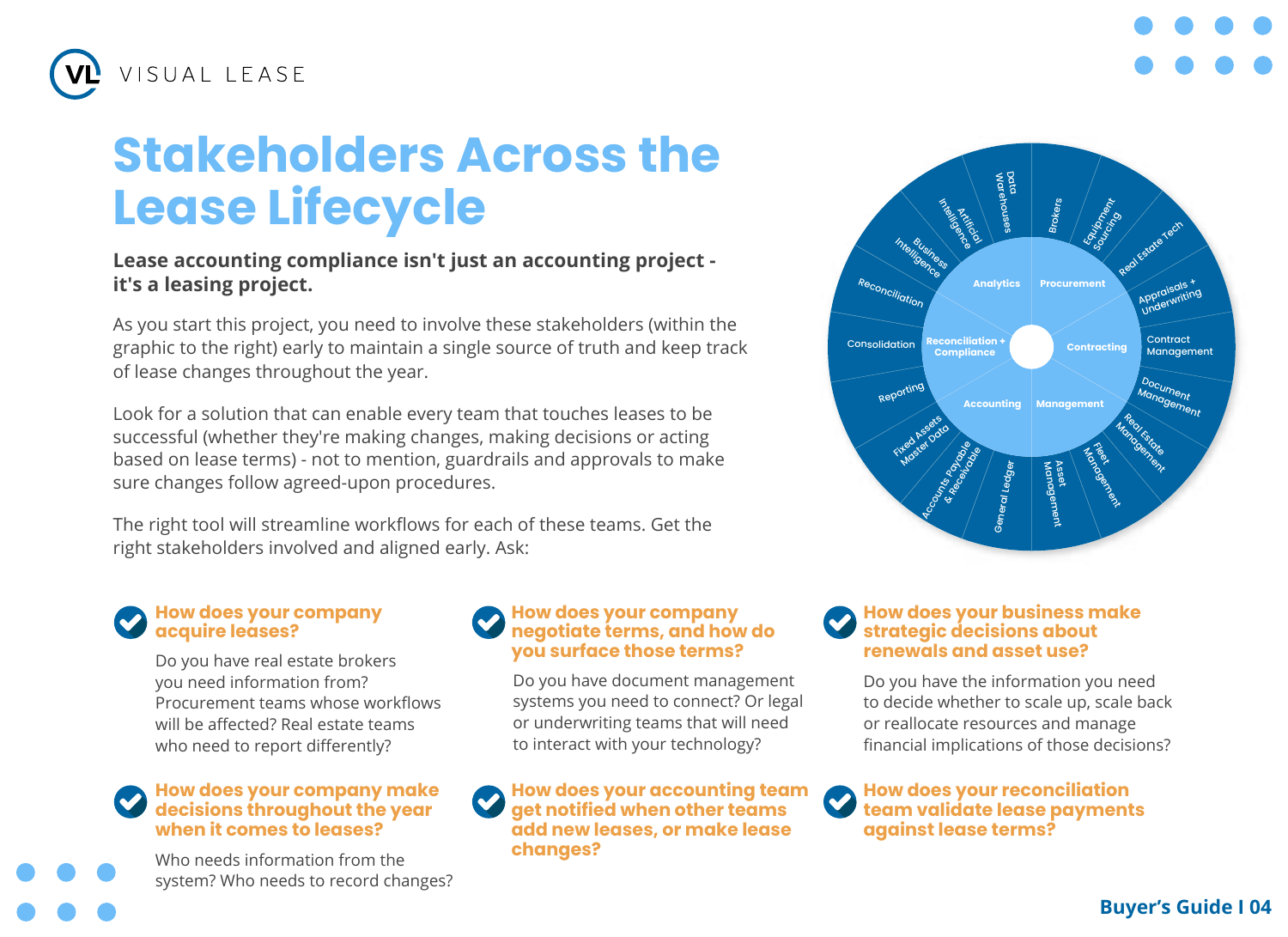# Stakeholders Across the Lease Lifecycle

**Lease accounting compliance isn't just an accounting project - it's a leasing project.**

As you start this project, you need to involve these stakeholders (within the graphic to the right) early to maintain a single source of truth and keep track of lease changes throughout the year.

Look for a solution that can enable every team that touches leases to be successful (whether they're making changes, making decisions or acting based on lease terms) - not to mention, guardrails and approvals to make sure changes follow agreed-upon procedures.

The right tool will streamline workflows for each of these teams. Get the right stakeholders involved and aligned early. Ask:

### How does your company acquire leases?

Do you have real estate brokers you need information from? Procurement teams whose workflows will be affected? Real estate teams who need to report differently?

### How does your company make decisions throughout the year when it comes to leases?

Who needs information from the system? Who needs to record changes?

### How does your company negotiate terms, and how do you surface those terms?

Do you have document management systems you need to connect? Or legal or underwriting teams that will need to interact with your technology?

### How does your accounting team get notified when other teams add new leases, or make lease changes?

### How does your business make strategic decisions about renewals and asset use?

Do you have the information you need to decide whether to scale up, scale back or reallocate resources and manage financial implications of those decisions?

### How does your reconciliation team validate lease payments against lease terms?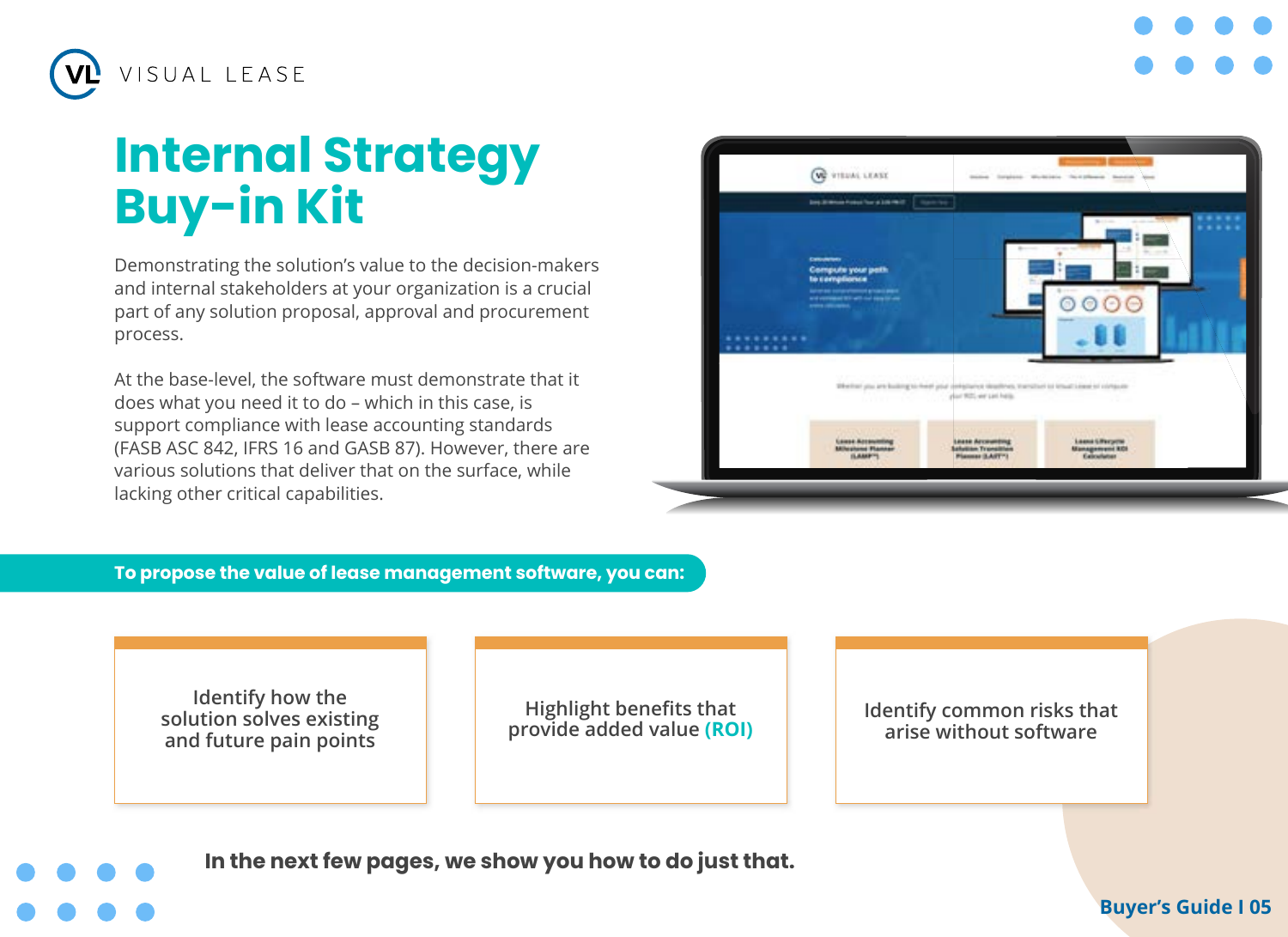# Internal Strategy Buy-in Kit

Demonstrating the solution's value to the decision-makers and internal stakeholders at your organization is a crucial part of any solution proposal, approval and procurement process.

At the base-level, the software must demonstrate that it does what you need it to do – which in this case, is support compliance with lease accounting standards (FASB ASC 842, IFRS 16 and GASB 87). However, there are various solutions that deliver that on the surface, while lacking other critical capabilities.

**To propose the value of lease management software, you can:**

- Identify how the solution solves existing and future pain points
- Highlight benefits that provide added value **(ROI)**
- Identify common risks that arise without software

**In the next few pages, we show you how to do just that.**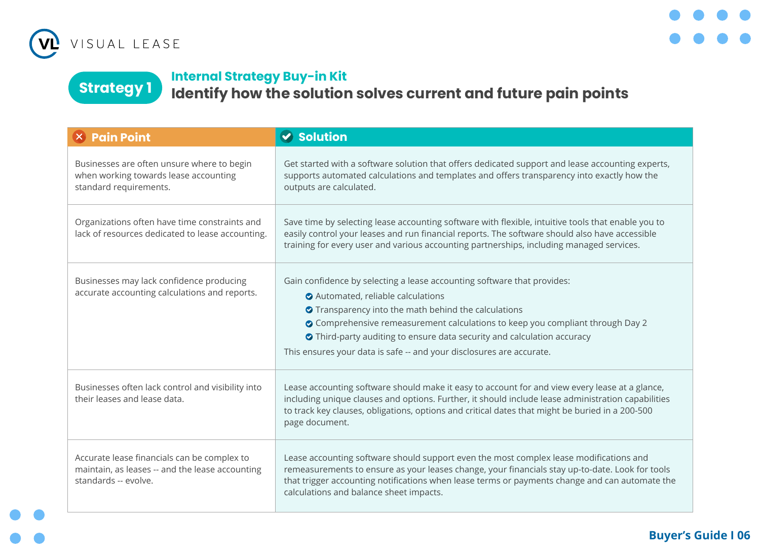**Strategy 1**

## Internal Strategy Buy-in Kit

# Identify how the solution solves current and future pain points

| Pain Point | Solution |
|---|---|
| Businesses are often unsure where to begin when working towards lease accounting standard requirements. | Get started with a software solution that offers dedicated support and lease accounting experts, supports automated calculations and templates and offers transparency into exactly how the outputs are calculated. |
| Organizations often have time constraints and lack of resources dedicated to lease accounting. | Save time by selecting lease accounting software with flexible, intuitive tools that enable you to easily control your leases and run financial reports. The software should also have accessible training for every user and various accounting partnerships, including managed services. |
| Businesses may lack confidence producing accurate accounting calculations and reports. | Gain confidence by selecting a lease accounting software that provides:<br>• Automated, reliable calculations<br>• Transparency into the math behind the calculations<br>• Comprehensive remeasurement calculations to keep you compliant through Day 2<br>• Third-party auditing to ensure data security and calculation accuracy<br>This ensures your data is safe -- and your disclosures are accurate. |
| Businesses often lack control and visibility into their leases and lease data. | Lease accounting software should make it easy to account for and view every lease at a glance, including unique clauses and options. Further, it should include lease administration capabilities to track key clauses, obligations, options and critical dates that might be buried in a 200-500 page document. |
| Accurate lease financials can be complex to maintain, as leases -- and the lease accounting standards -- evolve. | Lease accounting software should support even the most complex lease modifications and remeasurements to ensure as your leases change, your financials stay up-to-date. Look for tools that trigger accounting notifications when lease terms or payments change and can automate the calculations and balance sheet impacts. |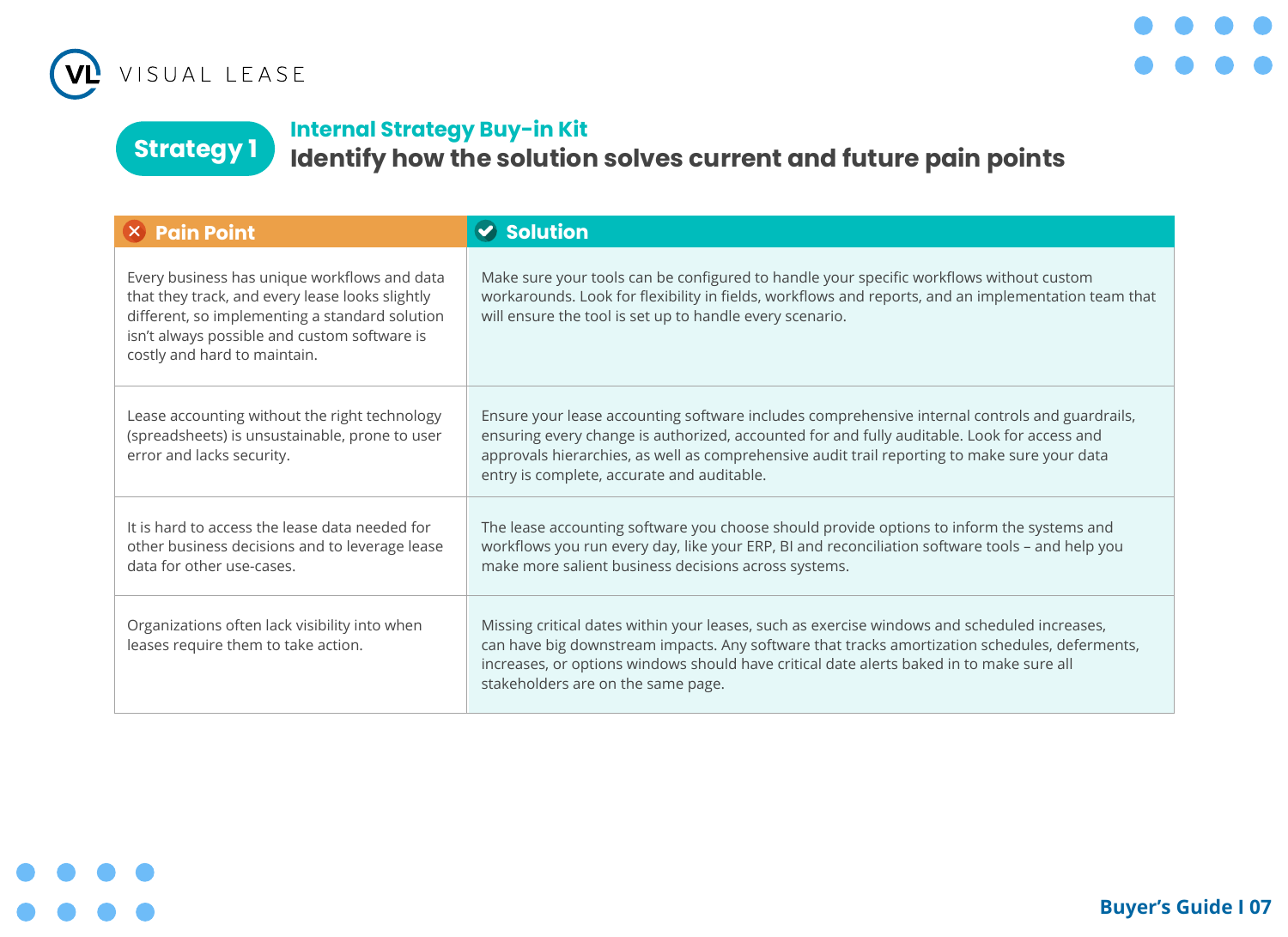**Strategy 1**

## Internal Strategy Buy-in Kit

# Identify how the solution solves current and future pain points

| Pain Point | Solution |
|---|---|
| Every business has unique workflows and data that they track, and every lease looks slightly different, so implementing a standard solution isn't always possible and custom software is costly and hard to maintain. | Make sure your tools can be configured to handle your specific workflows without custom workarounds. Look for flexibility in fields, workflows and reports, and an implementation team that will ensure the tool is set up to handle every scenario. |
| Lease accounting without the right technology (spreadsheets) is unsustainable, prone to user error and lacks security. | Ensure your lease accounting software includes comprehensive internal controls and guardrails, ensuring every change is authorized, accounted for and fully auditable. Look for access and approvals hierarchies, as well as comprehensive audit trail reporting to make sure your data entry is complete, accurate and auditable. |
| It is hard to access the lease data needed for other business decisions and to leverage lease data for other use-cases. | The lease accounting software you choose should provide options to inform the systems and workflows you run every day, like your ERP, BI and reconciliation software tools – and help you make more salient business decisions across systems. |
| Organizations often lack visibility into when leases require them to take action. | Missing critical dates within your leases, such as exercise windows and scheduled increases, can have big downstream impacts. Any software that tracks amortization schedules, deferments, increases, or options windows should have critical date alerts baked in to make sure all stakeholders are on the same page. |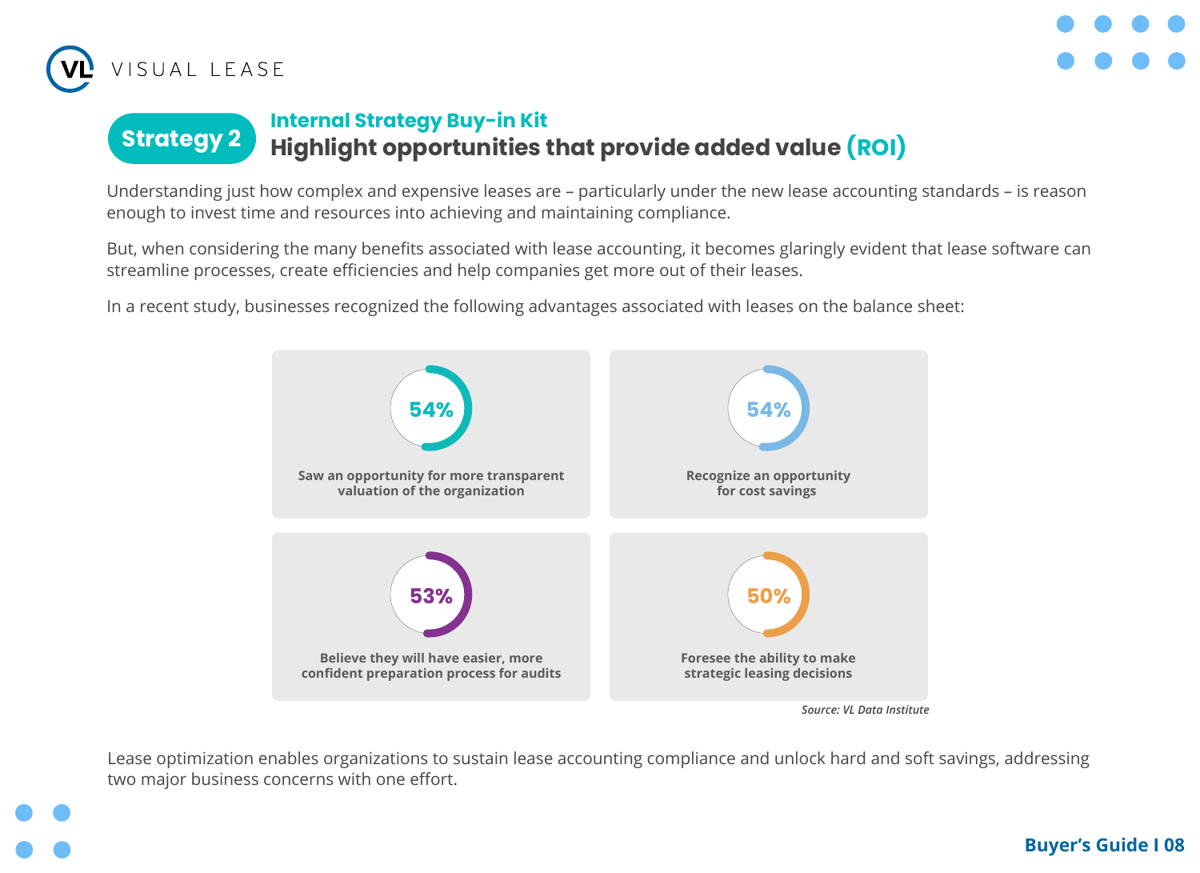## Strategy 2

### Internal Strategy Buy-in Kit

# Highlight opportunities that provide added value (ROI)

Understanding just how complex and expensive leases are – particularly under the new lease accounting standards – is reason enough to invest time and resources into achieving and maintaining compliance.

But, when considering the many benefits associated with lease accounting, it becomes glaringly evident that lease software can streamline processes, create efficiencies and help companies get more out of their leases.

In a recent study, businesses recognized the following advantages associated with leases on the balance sheet:

**54%**
**Saw an opportunity for more transparent valuation of the organization**

**54%**
**Recognize an opportunity for cost savings**

**53%**
**Believe they will have easier, more confident preparation process for audits**

**50%**
**Foresee the ability to make strategic leasing decisions**

*Source: VL Data Institute*

Lease optimization enables organizations to sustain lease accounting compliance and unlock hard and soft savings, addressing two major business concerns with one effort.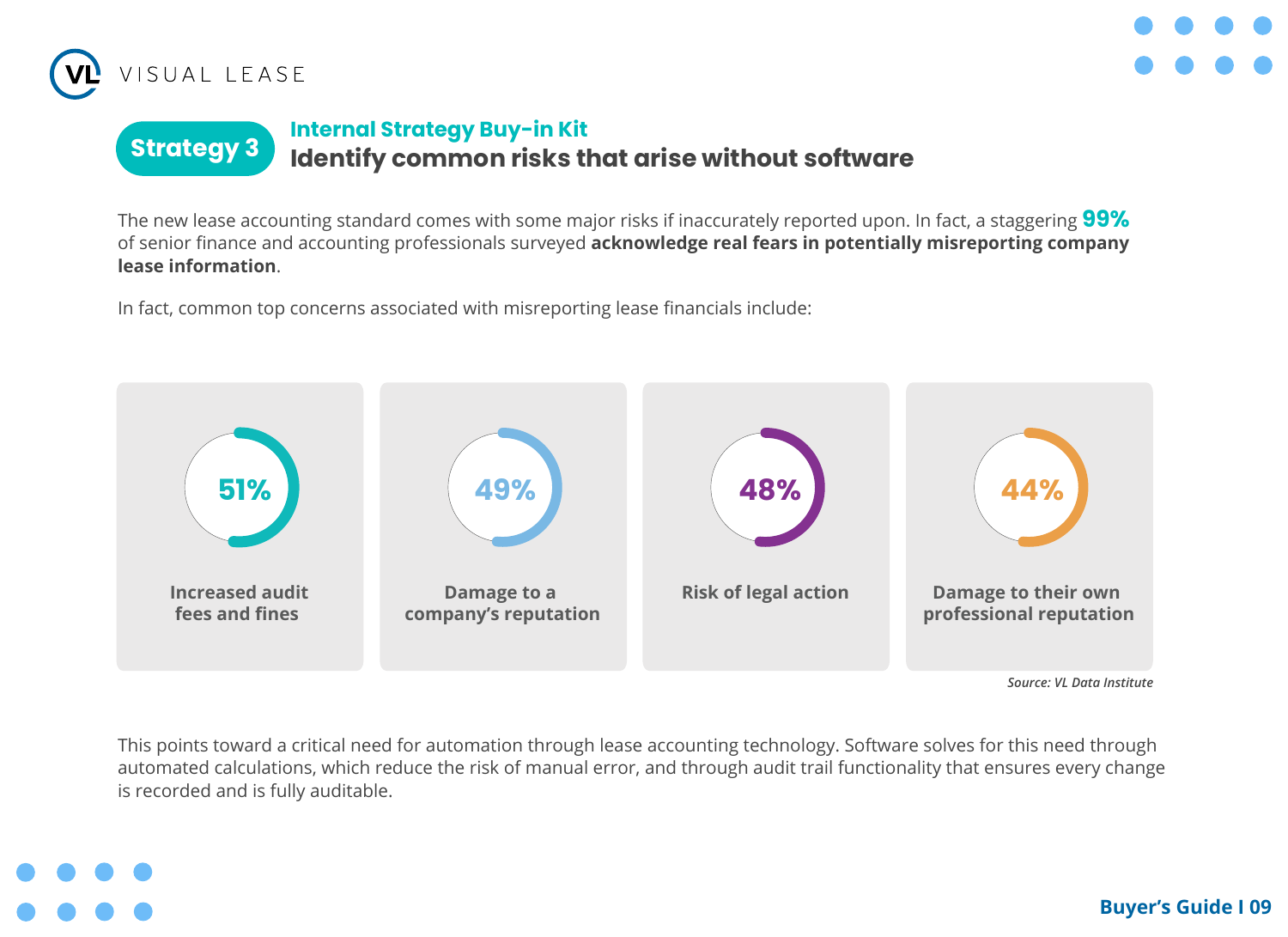Strategy 3

## Internal Strategy Buy-in Kit

# Identify common risks that arise without software

The new lease accounting standard comes with some major risks if inaccurately reported upon. In fact, a staggering **99%** of senior finance and accounting professionals surveyed **acknowledge real fears in potentially misreporting company lease information**.

In fact, common top concerns associated with misreporting lease financials include:

- **51%** Increased audit fees and fines
- **49%** Damage to a company's reputation
- **48%** Risk of legal action
- **44%** Damage to their own professional reputation

*Source: VL Data Institute*

This points toward a critical need for automation through lease accounting technology. Software solves for this need through automated calculations, which reduce the risk of manual error, and through audit trail functionality that ensures every change is recorded and is fully auditable.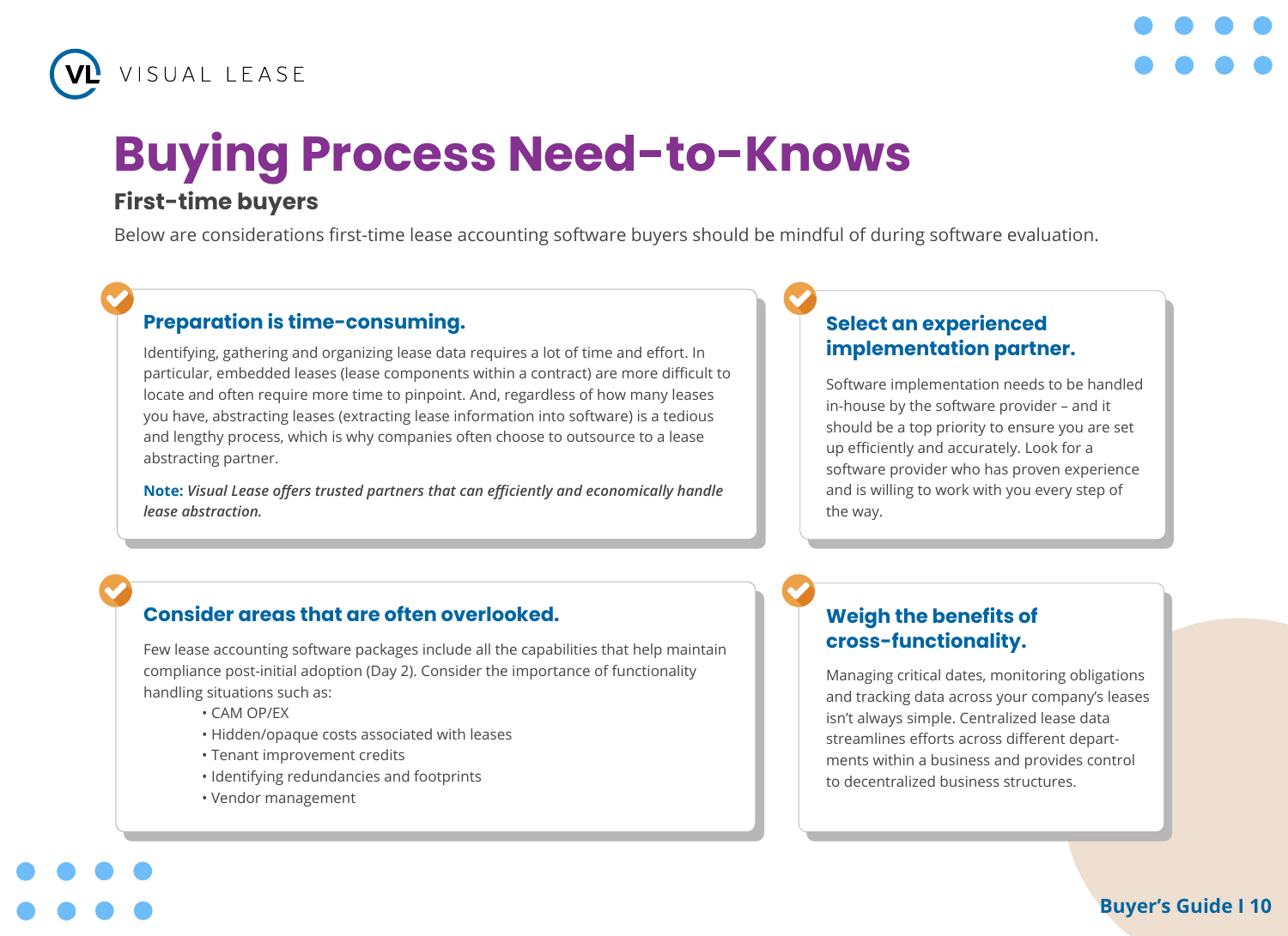# Buying Process Need-to-Knows

## First-time buyers

Below are considerations first-time lease accounting software buyers should be mindful of during software evaluation.

### Preparation is time-consuming.

Identifying, gathering and organizing lease data requires a lot of time and effort. In particular, embedded leases (lease components within a contract) are more difficult to locate and often require more time to pinpoint. And, regardless of how many leases you have, abstracting leases (extracting lease information into software) is a tedious and lengthy process, which is why companies often choose to outsource to a lease abstracting partner.

**Note:** ***Visual Lease offers trusted partners that can efficiently and economically handle lease abstraction.***

### Select an experienced implementation partner.

Software implementation needs to be handled in-house by the software provider – and it should be a top priority to ensure you are set up efficiently and accurately. Look for a software provider who has proven experience and is willing to work with you every step of the way.

### Consider areas that are often overlooked.

Few lease accounting software packages include all the capabilities that help maintain compliance post-initial adoption (Day 2). Consider the importance of functionality handling situations such as:

- CAM OP/EX
- Hidden/opaque costs associated with leases
- Tenant improvement credits
- Identifying redundancies and footprints
- Vendor management

### Weigh the benefits of cross-functionality.

Managing critical dates, monitoring obligations and tracking data across your company's leases isn't always simple. Centralized lease data streamlines efforts across different departments within a business and provides control to decentralized business structures.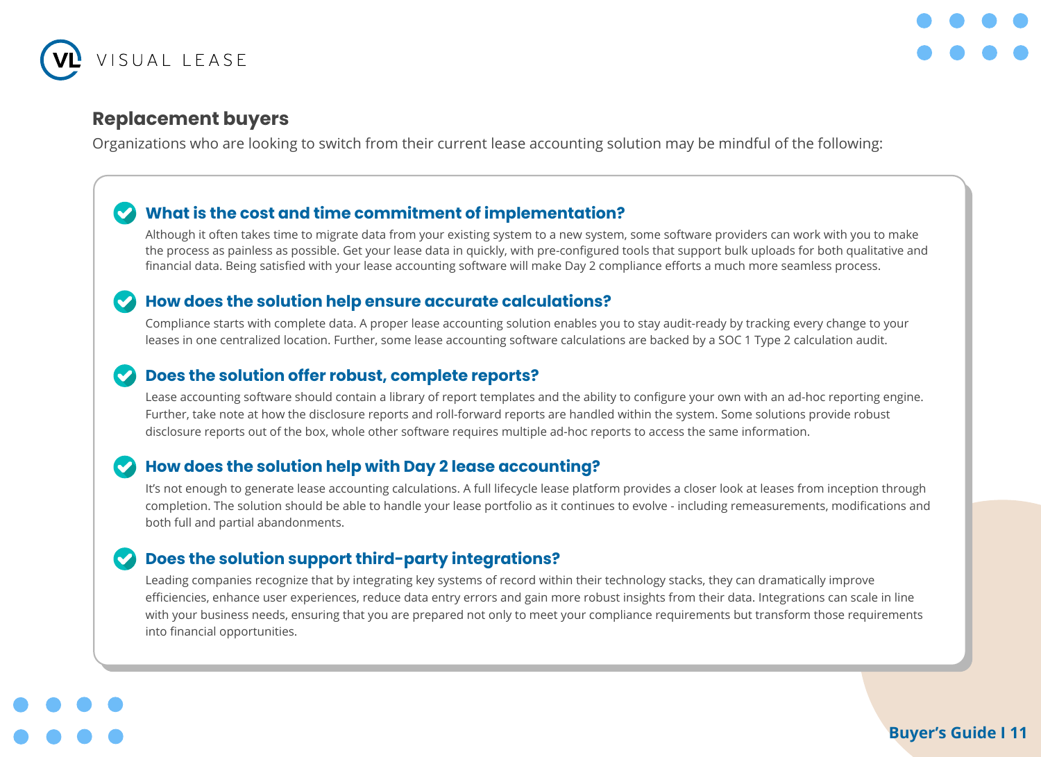## Replacement buyers

Organizations who are looking to switch from their current lease accounting solution may be mindful of the following:

### What is the cost and time commitment of implementation?

Although it often takes time to migrate data from your existing system to a new system, some software providers can work with you to make the process as painless as possible. Get your lease data in quickly, with pre-configured tools that support bulk uploads for both qualitative and financial data. Being satisfied with your lease accounting software will make Day 2 compliance efforts a much more seamless process.

### How does the solution help ensure accurate calculations?

Compliance starts with complete data. A proper lease accounting solution enables you to stay audit-ready by tracking every change to your leases in one centralized location. Further, some lease accounting software calculations are backed by a SOC 1 Type 2 calculation audit.

### Does the solution offer robust, complete reports?

Lease accounting software should contain a library of report templates and the ability to configure your own with an ad-hoc reporting engine. Further, take note at how the disclosure reports and roll-forward reports are handled within the system. Some solutions provide robust disclosure reports out of the box, whole other software requires multiple ad-hoc reports to access the same information.

### How does the solution help with Day 2 lease accounting?

It's not enough to generate lease accounting calculations. A full lifecycle lease platform provides a closer look at leases from inception through completion. The solution should be able to handle your lease portfolio as it continues to evolve - including remeasurements, modifications and both full and partial abandonments.

### Does the solution support third-party integrations?

Leading companies recognize that by integrating key systems of record within their technology stacks, they can dramatically improve efficiencies, enhance user experiences, reduce data entry errors and gain more robust insights from their data. Integrations can scale in line with your business needs, ensuring that you are prepared not only to meet your compliance requirements but transform those requirements into financial opportunities.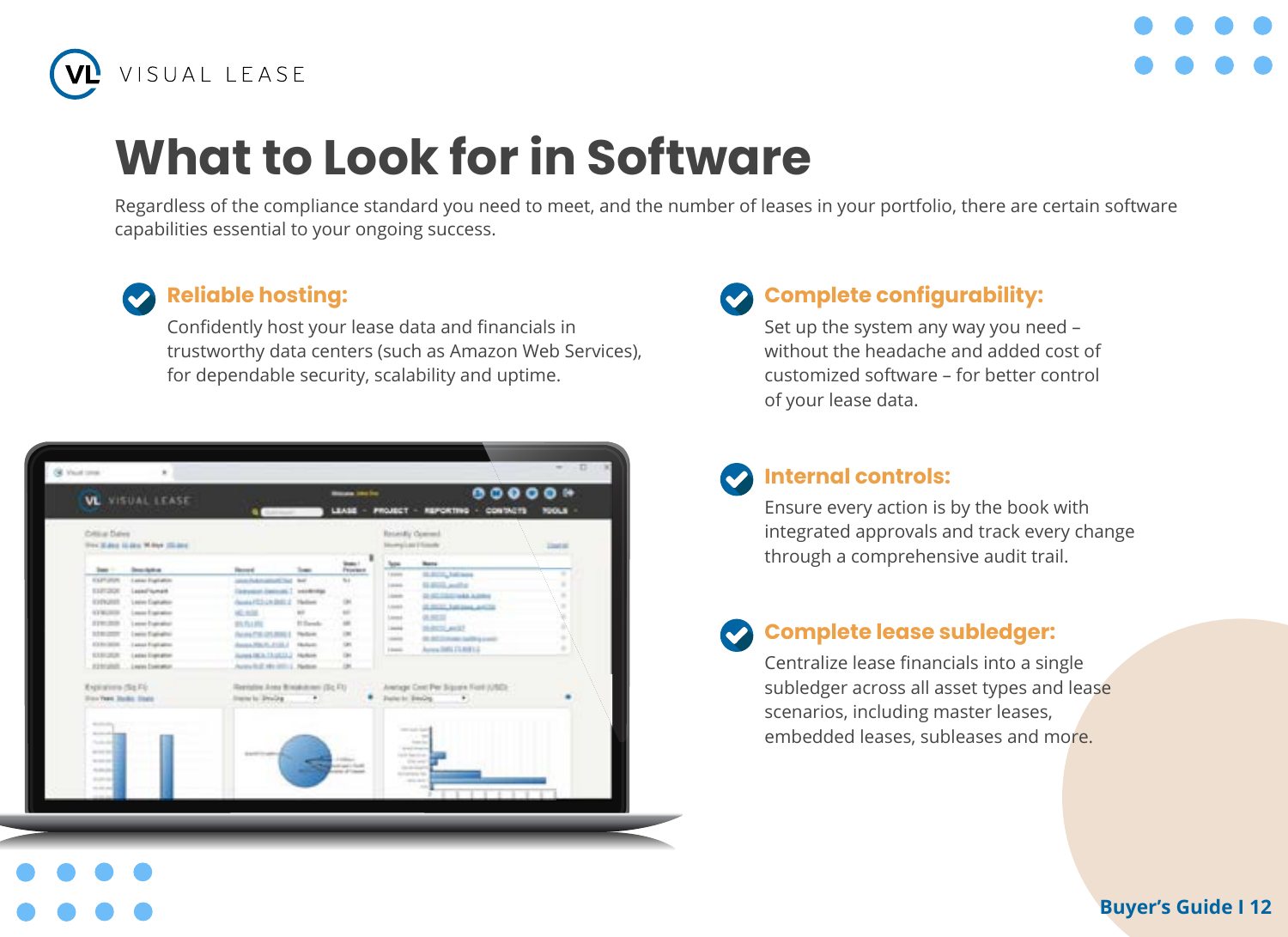# What to Look for in Software

Regardless of the compliance standard you need to meet, and the number of leases in your portfolio, there are certain software capabilities essential to your ongoing success.

### Reliable hosting:

Confidently host your lease data and financials in trustworthy data centers (such as Amazon Web Services), for dependable security, scalability and uptime.

### Complete configurability:

Set up the system any way you need – without the headache and added cost of customized software – for better control of your lease data.

### Internal controls:

Ensure every action is by the book with integrated approvals and track every change through a comprehensive audit trail.

### Complete lease subledger:

Centralize lease financials into a single subledger across all asset types and lease scenarios, including master leases, embedded leases, subleases and more.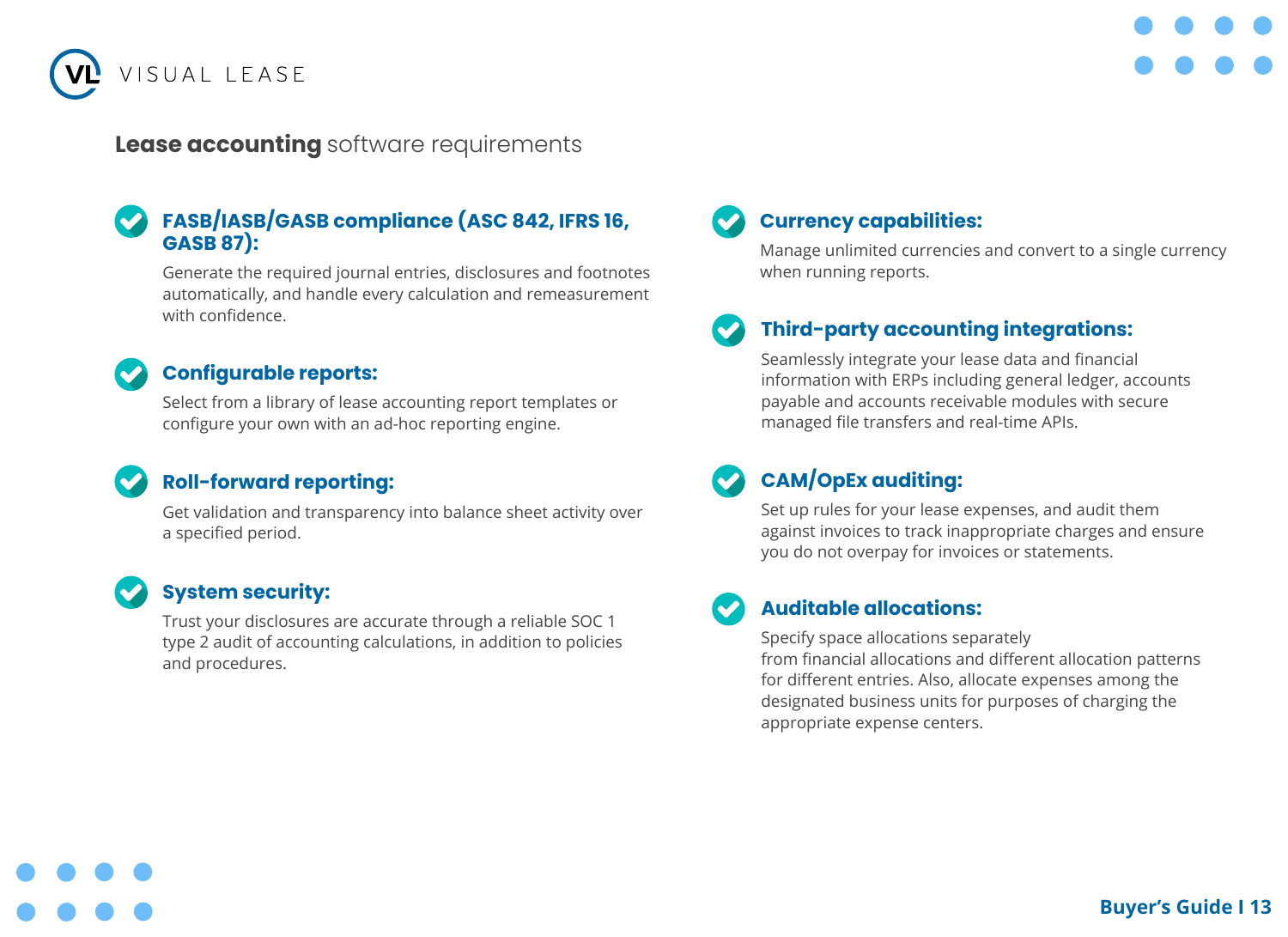## **Lease accounting** software requirements

### FASB/IASB/GASB compliance (ASC 842, IFRS 16, GASB 87):

Generate the required journal entries, disclosures and footnotes automatically, and handle every calculation and remeasurement with confidence.

### Configurable reports:

Select from a library of lease accounting report templates or configure your own with an ad-hoc reporting engine.

### Roll-forward reporting:

Get validation and transparency into balance sheet activity over a specified period.

### System security:

Trust your disclosures are accurate through a reliable SOC 1 type 2 audit of accounting calculations, in addition to policies and procedures.

### Currency capabilities:

Manage unlimited currencies and convert to a single currency when running reports.

### Third-party accounting integrations:

Seamlessly integrate your lease data and financial information with ERPs including general ledger, accounts payable and accounts receivable modules with secure managed file transfers and real-time APIs.

### CAM/OpEx auditing:

Set up rules for your lease expenses, and audit them against invoices to track inappropriate charges and ensure you do not overpay for invoices or statements.

### Auditable allocations:

Specify space allocations separately from financial allocations and different allocation patterns for different entries. Also, allocate expenses among the designated business units for purposes of charging the appropriate expense centers.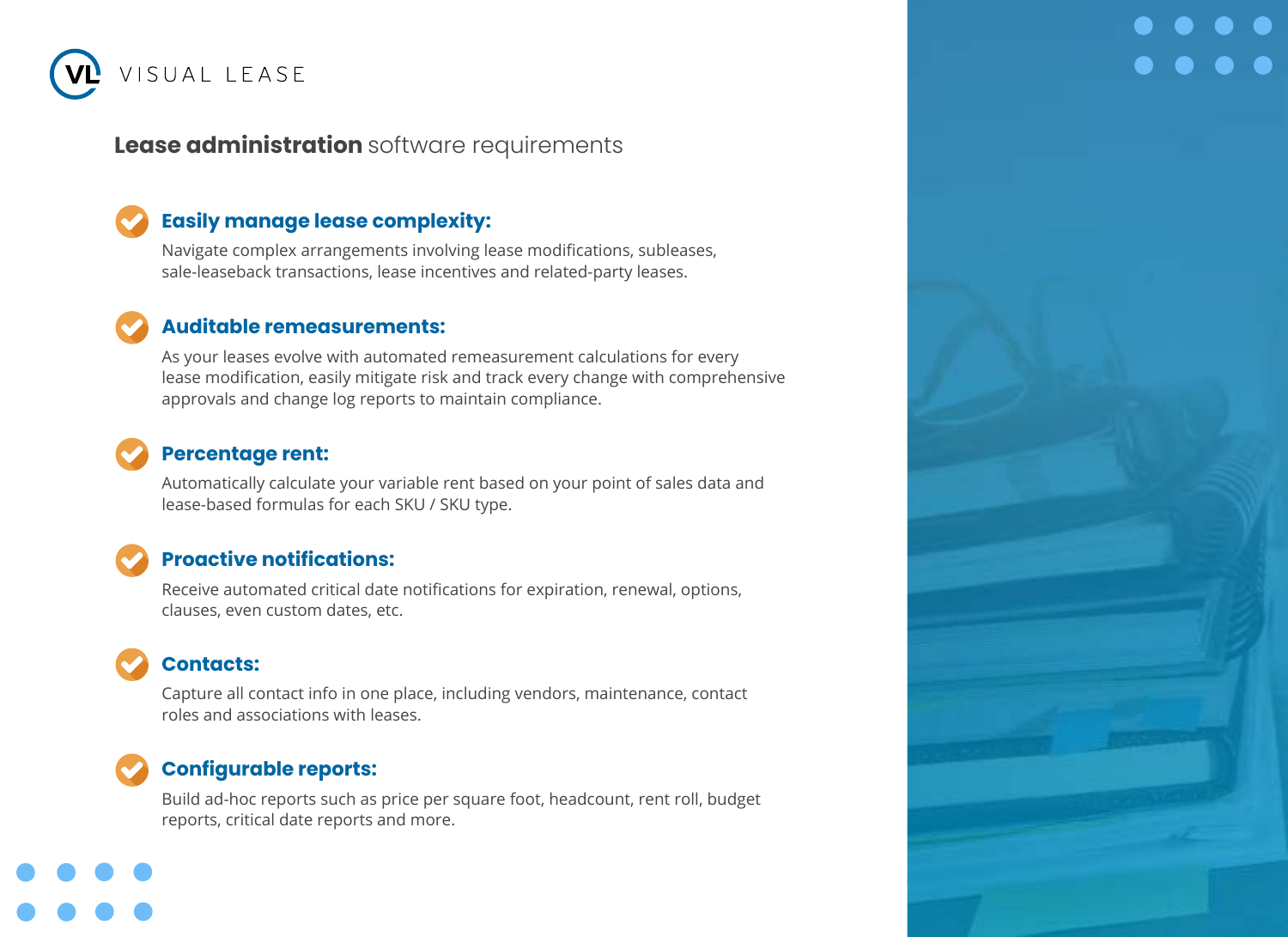VISUAL LEASE

## **Lease administration** software requirements

- **Easily manage lease complexity:**
  Navigate complex arrangements involving lease modifications, subleases, sale-leaseback transactions, lease incentives and related-party leases.

- **Auditable remeasurements:**
  As your leases evolve with automated remeasurement calculations for every lease modification, easily mitigate risk and track every change with comprehensive approvals and change log reports to maintain compliance.

- **Percentage rent:**
  Automatically calculate your variable rent based on your point of sales data and lease-based formulas for each SKU / SKU type.

- **Proactive notifications:**
  Receive automated critical date notifications for expiration, renewal, options, clauses, even custom dates, etc.

- **Contacts:**
  Capture all contact info in one place, including vendors, maintenance, contact roles and associations with leases.

- **Configurable reports:**
  Build ad-hoc reports such as price per square foot, headcount, rent roll, budget reports, critical date reports and more.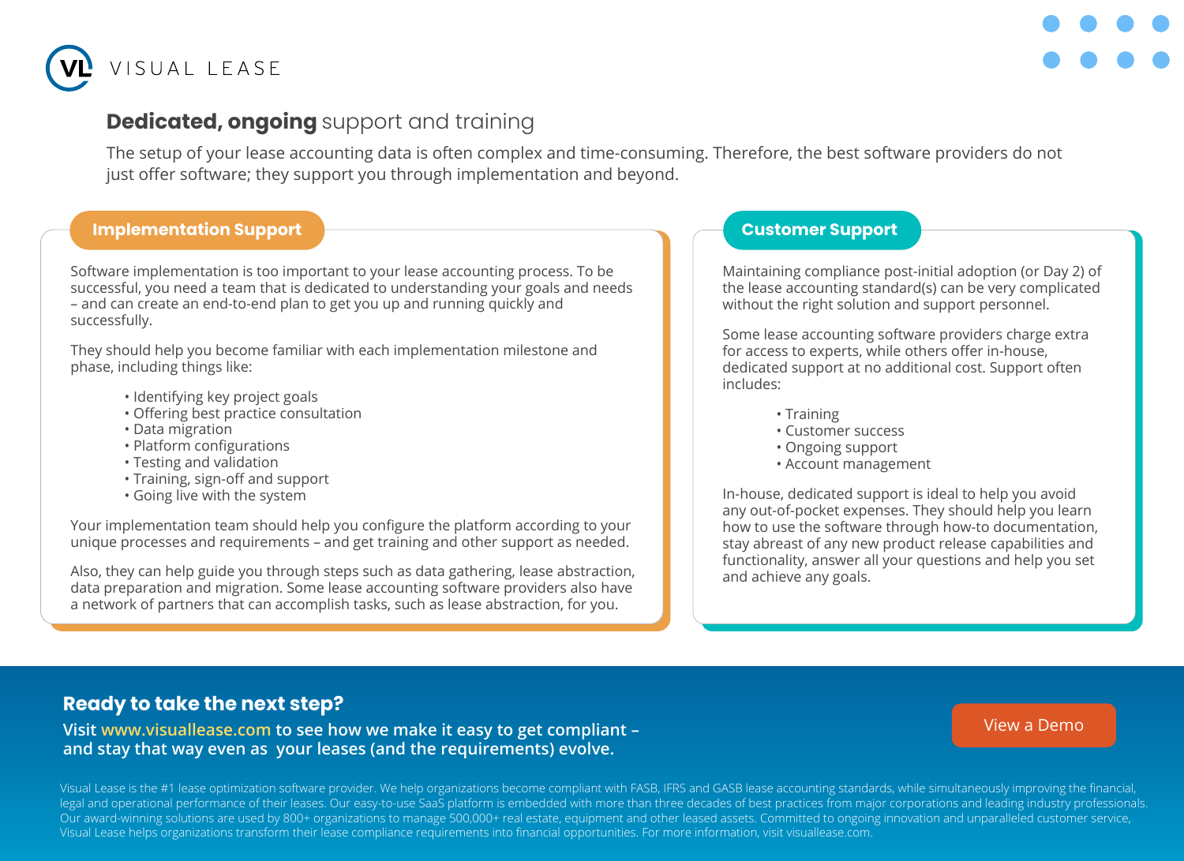VISUAL LEASE

## **Dedicated, ongoing** support and training

The setup of your lease accounting data is often complex and time-consuming. Therefore, the best software providers do not just offer software; they support you through implementation and beyond.

### Implementation Support

Software implementation is too important to your lease accounting process. To be successful, you need a team that is dedicated to understanding your goals and needs – and can create an end-to-end plan to get you up and running quickly and successfully.

They should help you become familiar with each implementation milestone and phase, including things like:

- Identifying key project goals
- Offering best practice consultation
- Data migration
- Platform configurations
- Testing and validation
- Training, sign-off and support
- Going live with the system

Your implementation team should help you configure the platform according to your unique processes and requirements – and get training and other support as needed.

Also, they can help guide you through steps such as data gathering, lease abstraction, data preparation and migration. Some lease accounting software providers also have a network of partners that can accomplish tasks, such as lease abstraction, for you.

### Customer Support

Maintaining compliance post-initial adoption (or Day 2) of the lease accounting standard(s) can be very complicated without the right solution and support personnel.

Some lease accounting software providers charge extra for access to experts, while others offer in-house, dedicated support at no additional cost. Support often includes:

- Training
- Customer success
- Ongoing support
- Account management

In-house, dedicated support is ideal to help you avoid any out-of-pocket expenses. They should help you learn how to use the software through how-to documentation, stay abreast of any new product release capabilities and functionality, answer all your questions and help you set and achieve any goals.

## **Ready to take the next step?**

**Visit www.visuallease.com to see how we make it easy to get compliant – and stay that way even as your leases (and the requirements) evolve.**

View a Demo

Visual Lease is the #1 lease optimization software provider. We help organizations become compliant with FASB, IFRS and GASB lease accounting standards, while simultaneously improving the financial, legal and operational performance of their leases. Our easy-to-use SaaS platform is embedded with more than three decades of best practices from major corporations and leading industry professionals. Our award-winning solutions are used by 800+ organizations to manage 500,000+ real estate, equipment and other leased assets. Committed to ongoing innovation and unparalleled customer service, Visual Lease helps organizations transform their lease compliance requirements into financial opportunities. For more information, visit visuallease.com.